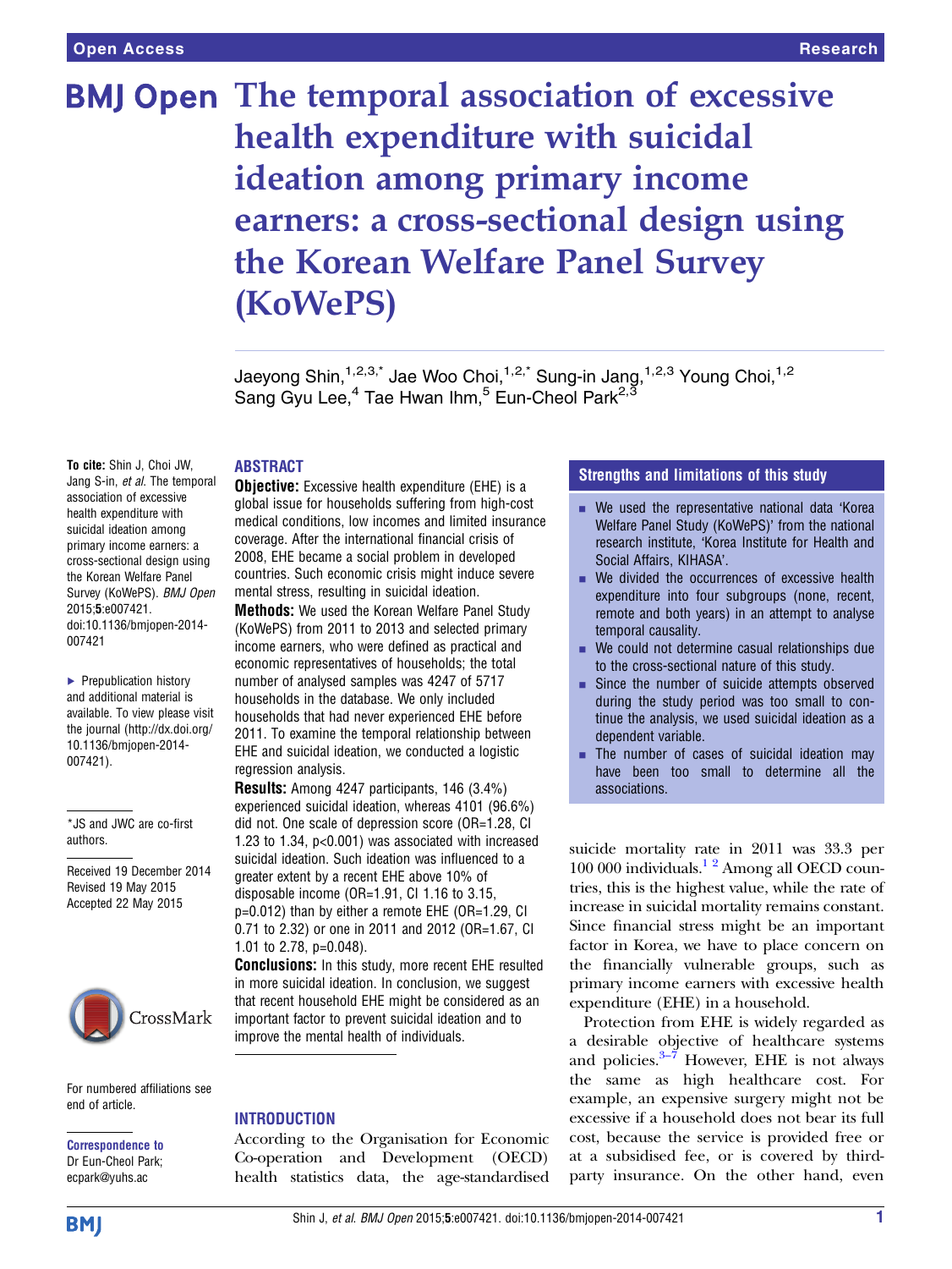Open Access | Research

# The temporal association of excessive health expenditure with suicidal ideation among primary income earners: a cross-sectional design using the Korean Welfare Panel Survey (KoWePS)

Jaeyong Shin,[1,2,3,*] Jae Woo Choi,[1,2,*] Sung-in Jang,[1,2,3] Young Choi,[1,2] Sang Gyu Lee,[4] Tae Hwan Ihm,[5] Eun-Cheol Park[2,3]

**To cite:** Shin J, Choi JW, Jang S-in, *et al*. The temporal association of excessive health expenditure with suicidal ideation among primary income earners: a cross-sectional design using the Korean Welfare Panel Survey (KoWePS). *BMJ Open* 2015;**5**:e007421. doi:10.1136/bmjopen-2014-007421

► Prepublication history and additional material is available. To view please visit the journal (http://dx.doi.org/10.1136/bmjopen-2014-007421).

*JS and JWC are co-first authors.

Received 19 December 2014
Revised 19 May 2015
Accepted 22 May 2015

For numbered affiliations see end of article.

**Correspondence to**
Dr Eun-Cheol Park; ecpark@yuhs.ac

## ABSTRACT

**Objective:** Excessive health expenditure (EHE) is a global issue for households suffering from high-cost medical conditions, low incomes and limited insurance coverage. After the international financial crisis of 2008, EHE became a social problem in developed countries. Such economic crisis might induce severe mental stress, resulting in suicidal ideation.

**Methods:** We used the Korean Welfare Panel Study (KoWePS) from 2011 to 2013 and selected primary income earners, who were defined as practical and economic representatives of households; the total number of analysed samples was 4247 of 5717 households in the database. We only included households that had never experienced EHE before 2011. To examine the temporal relationship between EHE and suicidal ideation, we conducted a logistic regression analysis.

**Results:** Among 4247 participants, 146 (3.4%) experienced suicidal ideation, whereas 4101 (96.6%) did not. One scale of depression score (OR=1.28, CI 1.23 to 1.34, p<0.001) was associated with increased suicidal ideation. Such ideation was influenced to a greater extent by a recent EHE above 10% of disposable income (OR=1.91, CI 1.16 to 3.15, p=0.012) than by either a remote EHE (OR=1.29, CI 0.71 to 2.32) or one in 2011 and 2012 (OR=1.67, CI 1.01 to 2.78, p=0.048).

**Conclusions:** In this study, more recent EHE resulted in more suicidal ideation. In conclusion, we suggest that recent household EHE might be considered as an important factor to prevent suicidal ideation and to improve the mental health of individuals.

## Strengths and limitations of this study

- We used the representative national data 'Korea Welfare Panel Study (KoWePS)' from the national research institute, 'Korea Institute for Health and Social Affairs, KIHASA'.
- We divided the occurrences of excessive health expenditure into four subgroups (none, recent, remote and both years) in an attempt to analyse temporal causality.
- We could not determine casual relationships due to the cross-sectional nature of this study.
- Since the number of suicide attempts observed during the study period was too small to continue the analysis, we used suicidal ideation as a dependent variable.
- The number of cases of suicidal ideation may have been too small to determine all the associations.

## INTRODUCTION

According to the Organisation for Economic Co-operation and Development (OECD) health statistics data, the age-standardised suicide mortality rate in 2011 was 33.3 per 100 000 individuals.[1 2] Among all OECD countries, this is the highest value, while the rate of increase in suicidal mortality remains constant. Since financial stress might be an important factor in Korea, we have to place concern on the financially vulnerable groups, such as primary income earners with excessive health expenditure (EHE) in a household.

Protection from EHE is widely regarded as a desirable objective of healthcare systems and policies.[3–7] However, EHE is not always the same as high healthcare cost. For example, an expensive surgery might not be excessive if a household does not bear its full cost, because the service is provided free or at a subsidised fee, or is covered by third-party insurance. On the other hand, even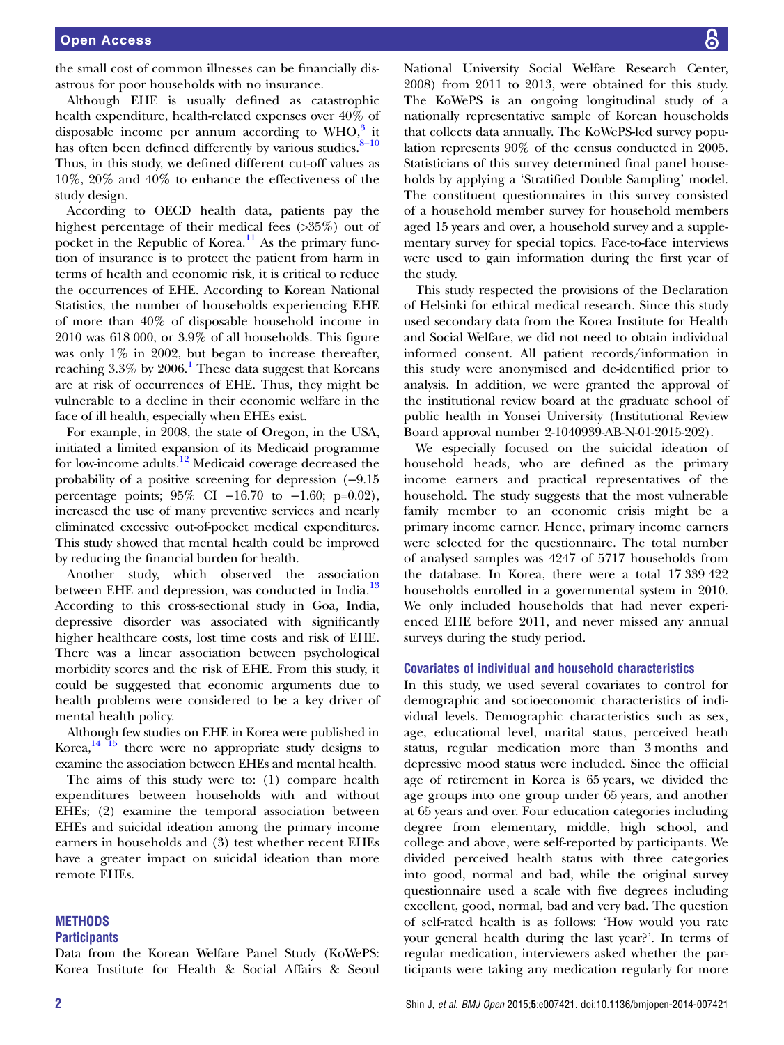the small cost of common illnesses can be financially disastrous for poor households with no insurance.

Although EHE is usually defined as catastrophic health expenditure, health-related expenses over 40% of disposable income per annum according to WHO,[3] it has often been defined differently by various studies.[8–10] Thus, in this study, we defined different cut-off values as 10%, 20% and 40% to enhance the effectiveness of the study design.

According to OECD health data, patients pay the highest percentage of their medical fees (>35%) out of pocket in the Republic of Korea.[11] As the primary function of insurance is to protect the patient from harm in terms of health and economic risk, it is critical to reduce the occurrences of EHE. According to Korean National Statistics, the number of households experiencing EHE of more than 40% of disposable household income in 2010 was 618 000, or 3.9% of all households. This figure was only 1% in 2002, but began to increase thereafter, reaching 3.3% by 2006.[1] These data suggest that Koreans are at risk of occurrences of EHE. Thus, they might be vulnerable to a decline in their economic welfare in the face of ill health, especially when EHEs exist.

For example, in 2008, the state of Oregon, in the USA, initiated a limited expansion of its Medicaid programme for low-income adults.[12] Medicaid coverage decreased the probability of a positive screening for depression (−9.15 percentage points; 95% CI −16.70 to −1.60; p=0.02), increased the use of many preventive services and nearly eliminated excessive out-of-pocket medical expenditures. This study showed that mental health could be improved by reducing the financial burden for health.

Another study, which observed the association between EHE and depression, was conducted in India.[13] According to this cross-sectional study in Goa, India, depressive disorder was associated with significantly higher healthcare costs, lost time costs and risk of EHE. There was a linear association between psychological morbidity scores and the risk of EHE. From this study, it could be suggested that economic arguments due to health problems were considered to be a key driver of mental health policy.

Although few studies on EHE in Korea were published in Korea,[14 15] there were no appropriate study designs to examine the association between EHEs and mental health.

The aims of this study were to: (1) compare health expenditures between households with and without EHEs; (2) examine the temporal association between EHEs and suicidal ideation among the primary income earners in households and (3) test whether recent EHEs have a greater impact on suicidal ideation than more remote EHEs.

## METHODS

### Participants

Data from the Korean Welfare Panel Study (KoWePS: Korea Institute for Health & Social Affairs & Seoul National University Social Welfare Research Center, 2008) from 2011 to 2013, were obtained for this study. The KoWePS is an ongoing longitudinal study of a nationally representative sample of Korean households that collects data annually. The KoWePS-led survey population represents 90% of the census conducted in 2005. Statisticians of this survey determined final panel households by applying a 'Stratified Double Sampling' model. The constituent questionnaires in this survey consisted of a household member survey for household members aged 15 years and over, a household survey and a supplementary survey for special topics. Face-to-face interviews were used to gain information during the first year of the study.

This study respected the provisions of the Declaration of Helsinki for ethical medical research. Since this study used secondary data from the Korea Institute for Health and Social Welfare, we did not need to obtain individual informed consent. All patient records/information in this study were anonymised and de-identified prior to analysis. In addition, we were granted the approval of the institutional review board at the graduate school of public health in Yonsei University (Institutional Review Board approval number 2-1040939-AB-N-01-2015-202).

We especially focused on the suicidal ideation of household heads, who are defined as the primary income earners and practical representatives of the household. The study suggests that the most vulnerable family member to an economic crisis might be a primary income earner. Hence, primary income earners were selected for the questionnaire. The total number of analysed samples was 4247 of 5717 households from the database. In Korea, there were a total 17 339 422 households enrolled in a governmental system in 2010. We only included households that had never experienced EHE before 2011, and never missed any annual surveys during the study period.

### Covariates of individual and household characteristics

In this study, we used several covariates to control for demographic and socioeconomic characteristics of individual levels. Demographic characteristics such as sex, age, educational level, marital status, perceived heath status, regular medication more than 3 months and depressive mood status were included. Since the official age of retirement in Korea is 65 years, we divided the age groups into one group under 65 years, and another at 65 years and over. Four education categories including degree from elementary, middle, high school, and college and above, were self-reported by participants. We divided perceived health status with three categories into good, normal and bad, while the original survey questionnaire used a scale with five degrees including excellent, good, normal, bad and very bad. The question of self-rated health is as follows: 'How would you rate your general health during the last year?'. In terms of regular medication, interviewers asked whether the participants were taking any medication regularly for more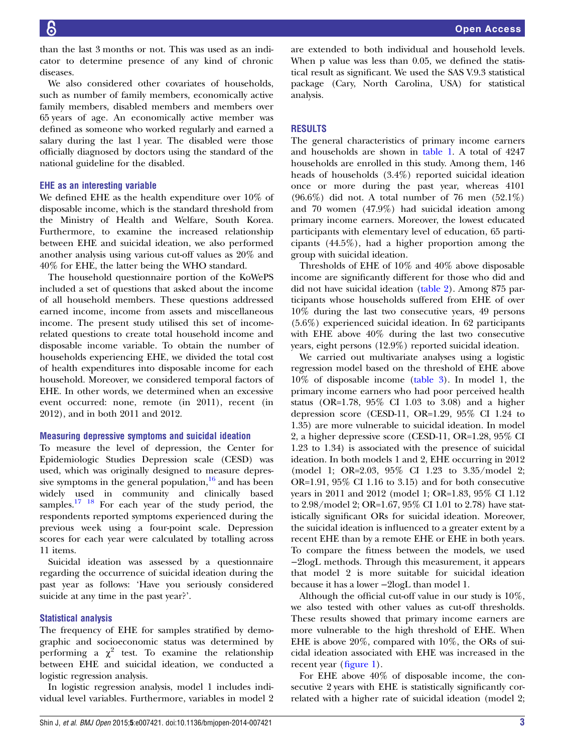than the last 3 months or not. This was used as an indicator to determine presence of any kind of chronic diseases.

We also considered other covariates of households, such as number of family members, economically active family members, disabled members and members over 65 years of age. An economically active member was defined as someone who worked regularly and earned a salary during the last 1 year. The disabled were those officially diagnosed by doctors using the standard of the national guideline for the disabled.

### EHE as an interesting variable

We defined EHE as the health expenditure over 10% of disposable income, which is the standard threshold from the Ministry of Health and Welfare, South Korea. Furthermore, to examine the increased relationship between EHE and suicidal ideation, we also performed another analysis using various cut-off values as 20% and 40% for EHE, the latter being the WHO standard.

The household questionnaire portion of the KoWePS included a set of questions that asked about the income of all household members. These questions addressed earned income, income from assets and miscellaneous income. The present study utilised this set of income-related questions to create total household income and disposable income variable. To obtain the number of households experiencing EHE, we divided the total cost of health expenditures into disposable income for each household. Moreover, we considered temporal factors of EHE. In other words, we determined when an excessive event occurred: none, remote (in 2011), recent (in 2012), and in both 2011 and 2012.

### Measuring depressive symptoms and suicidal ideation

To measure the level of depression, the Center for Epidemiologic Studies Depression scale (CESD) was used, which was originally designed to measure depressive symptoms in the general population,[16] and has been widely used in community and clinically based samples.[17 18] For each year of the study period, the respondents reported symptoms experienced during the previous week using a four-point scale. Depression scores for each year were calculated by totalling across 11 items.

Suicidal ideation was assessed by a questionnaire regarding the occurrence of suicidal ideation during the past year as follows: 'Have you seriously considered suicide at any time in the past year?'.

### Statistical analysis

The frequency of EHE for samples stratified by demographic and socioeconomic status was determined by performing a $\chi^2$ test. To examine the relationship between EHE and suicidal ideation, we conducted a logistic regression analysis.

In logistic regression analysis, model 1 includes individual level variables. Furthermore, variables in model 2 are extended to both individual and household levels. When p value was less than 0.05, we defined the statistical result as significant. We used the SAS V.9.3 statistical package (Cary, North Carolina, USA) for statistical analysis.

## RESULTS

The general characteristics of primary income earners and households are shown in table 1. A total of 4247 households are enrolled in this study. Among them, 146 heads of households (3.4%) reported suicidal ideation once or more during the past year, whereas 4101 (96.6%) did not. A total number of 76 men (52.1%) and 70 women (47.9%) had suicidal ideation among primary income earners. Moreover, the lowest educated participants with elementary level of education, 65 participants (44.5%), had a higher proportion among the group with suicidal ideation.

Thresholds of EHE of 10% and 40% above disposable income are significantly different for those who did and did not have suicidal ideation (table 2). Among 875 participants whose households suffered from EHE of over 10% during the last two consecutive years, 49 persons (5.6%) experienced suicidal ideation. In 62 participants with EHE above 40% during the last two consecutive years, eight persons (12.9%) reported suicidal ideation.

We carried out multivariate analyses using a logistic regression model based on the threshold of EHE above 10% of disposable income (table 3). In model 1, the primary income earners who had poor perceived health status (OR=1.78, 95% CI 1.03 to 3.08) and a higher depression score (CESD-11, OR=1.29, 95% CI 1.24 to 1.35) are more vulnerable to suicidal ideation. In model 2, a higher depressive score (CESD-11, OR=1.28, 95% CI 1.23 to 1.34) is associated with the presence of suicidal ideation. In both models 1 and 2, EHE occurring in 2012 (model 1; OR=2.03, 95% CI 1.23 to 3.35/model 2; OR=1.91, 95% CI 1.16 to 3.15) and for both consecutive years in 2011 and 2012 (model 1; OR=1.83, 95% CI 1.12 to 2.98/model 2; OR=1.67, 95% CI 1.01 to 2.78) have statistically significant ORs for suicidal ideation. Moreover, the suicidal ideation is influenced to a greater extent by a recent EHE than by a remote EHE or EHE in both years. To compare the fitness between the models, we used −2logL methods. Through this measurement, it appears that model 2 is more suitable for suicidal ideation because it has a lower −2logL than model 1.

Although the official cut-off value in our study is 10%, we also tested with other values as cut-off thresholds. These results showed that primary income earners are more vulnerable to the high threshold of EHE. When EHE is above 20%, compared with 10%, the ORs of suicidal ideation associated with EHE was increased in the recent year (figure 1).

For EHE above 40% of disposable income, the consecutive 2 years with EHE is statistically significantly correlated with a higher rate of suicidal ideation (model 2;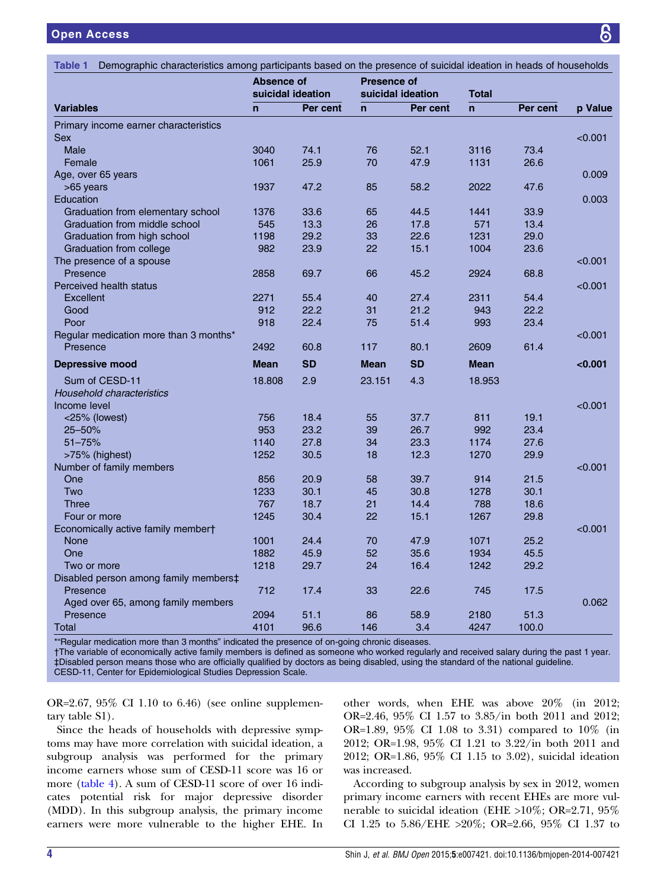Table 1 Demographic characteristics among participants based on the presence of suicidal ideation in heads of households

| Variables | Absence of suicidal ideation n | Absence of suicidal ideation Per cent | Presence of suicidal ideation n | Presence of suicidal ideation Per cent | Total n | Total Per cent | p Value |
|---|---|---|---|---|---|---|---|
| Primary income earner characteristics | | | | | | | |
| Sex | | | | | | | <0.001 |
| Male | 3040 | 74.1 | 76 | 52.1 | 3116 | 73.4 | |
| Female | 1061 | 25.9 | 70 | 47.9 | 1131 | 26.6 | |
| Age, over 65 years | | | | | | | 0.009 |
| >65 years | 1937 | 47.2 | 85 | 58.2 | 2022 | 47.6 | |
| Education | | | | | | | 0.003 |
| Graduation from elementary school | 1376 | 33.6 | 65 | 44.5 | 1441 | 33.9 | |
| Graduation from middle school | 545 | 13.3 | 26 | 17.8 | 571 | 13.4 | |
| Graduation from high school | 1198 | 29.2 | 33 | 22.6 | 1231 | 29.0 | |
| Graduation from college | 982 | 23.9 | 22 | 15.1 | 1004 | 23.6 | |
| The presence of a spouse | | | | | | | <0.001 |
| Presence | 2858 | 69.7 | 66 | 45.2 | 2924 | 68.8 | |
| Perceived health status | | | | | | | <0.001 |
| Excellent | 2271 | 55.4 | 40 | 27.4 | 2311 | 54.4 | |
| Good | 912 | 22.2 | 31 | 21.2 | 943 | 22.2 | |
| Poor | 918 | 22.4 | 75 | 51.4 | 993 | 23.4 | |
| Regular medication more than 3 months* | | | | | | | <0.001 |
| Presence | 2492 | 60.8 | 117 | 80.1 | 2609 | 61.4 | |
| **Depressive mood** | **Mean** | **SD** | **Mean** | **SD** | **Mean** | | **<0.001** |
| Sum of CESD-11 | 18.808 | 2.9 | 23.151 | 4.3 | 18.953 | | |
| *Household characteristics* | | | | | | | |
| Income level | | | | | | | <0.001 |
| <25% (lowest) | 756 | 18.4 | 55 | 37.7 | 811 | 19.1 | |
| 25–50% | 953 | 23.2 | 39 | 26.7 | 992 | 23.4 | |
| 51–75% | 1140 | 27.8 | 34 | 23.3 | 1174 | 27.6 | |
| >75% (highest) | 1252 | 30.5 | 18 | 12.3 | 1270 | 29.9 | |
| Number of family members | | | | | | | <0.001 |
| One | 856 | 20.9 | 58 | 39.7 | 914 | 21.5 | |
| Two | 1233 | 30.1 | 45 | 30.8 | 1278 | 30.1 | |
| Three | 767 | 18.7 | 21 | 14.4 | 788 | 18.6 | |
| Four or more | 1245 | 30.4 | 22 | 15.1 | 1267 | 29.8 | |
| Economically active family member† | | | | | | | <0.001 |
| None | 1001 | 24.4 | 70 | 47.9 | 1071 | 25.2 | |
| One | 1882 | 45.9 | 52 | 35.6 | 1934 | 45.5 | |
| Two or more | 1218 | 29.7 | 24 | 16.4 | 1242 | 29.2 | |
| Disabled person among family members‡ | | | | | | | |
| Presence | 712 | 17.4 | 33 | 22.6 | 745 | 17.5 | |
| Aged over 65, among family members | | | | | | | 0.062 |
| Presence | 2094 | 51.1 | 86 | 58.9 | 2180 | 51.3 | |
| Total | 4101 | 96.6 | 146 | 3.4 | 4247 | 100.0 | |

*"Regular medication more than 3 months" indicated the presence of on-going chronic diseases.
†The variable of economically active family members is defined as someone who worked regularly and received salary during the past 1 year.
‡Disabled person means those who are officially qualified by doctors as being disabled, using the standard of the national guideline.
CESD-11, Center for Epidemiological Studies Depression Scale.

OR=2.67, 95% CI 1.10 to 6.46) (see online supplementary table S1).

Since the heads of households with depressive symptoms may have more correlation with suicidal ideation, a subgroup analysis was performed for the primary income earners whose sum of CESD-11 score was 16 or more (table 4). A sum of CESD-11 score of over 16 indicates potential risk for major depressive disorder (MDD). In this subgroup analysis, the primary income earners were more vulnerable to the higher EHE. In other words, when EHE was above 20% (in 2012; OR=2.46, 95% CI 1.57 to 3.85/in both 2011 and 2012; OR=1.89, 95% CI 1.08 to 3.31) compared to 10% (in 2012; OR=1.98, 95% CI 1.21 to 3.22/in both 2011 and 2012; OR=1.86, 95% CI 1.15 to 3.02), suicidal ideation was increased.

According to subgroup analysis by sex in 2012, women primary income earners with recent EHEs are more vulnerable to suicidal ideation (EHE >10%; OR=2.71, 95% CI 1.25 to 5.86/EHE >20%; OR=2.66, 95% CI 1.37 to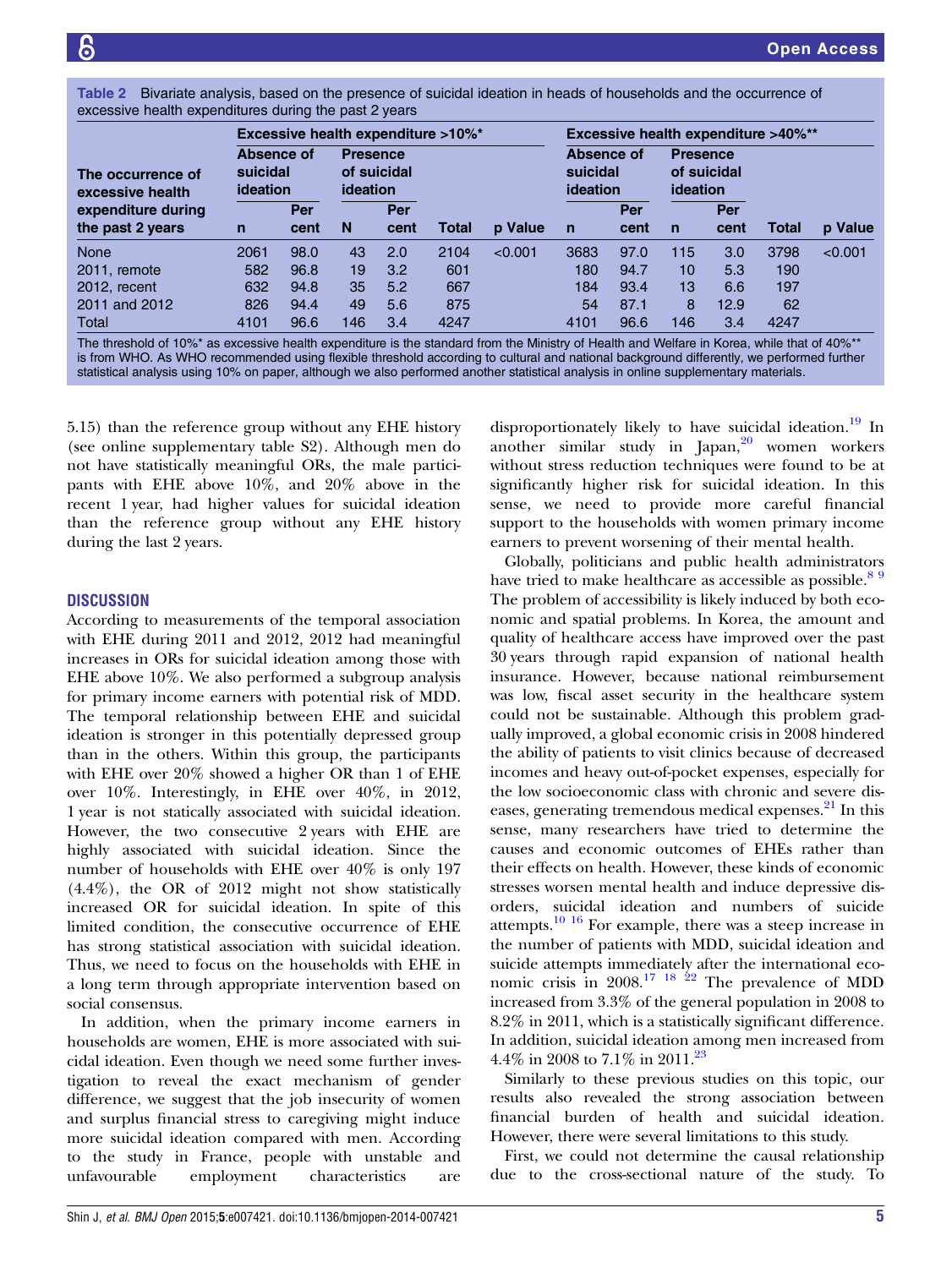Table 2 Bivariate analysis, based on the presence of suicidal ideation in heads of households and the occurrence of excessive health expenditures during the past 2 years

| The occurrence of excessive health expenditure during the past 2 years | Excessive health expenditure >10%* | | | | | | Excessive health expenditure >40%** | | | | | |
|---|---|---|---|---|---|---|---|---|---|---|---|---|
| | Absence of suicidal ideation | | Presence of suicidal ideation | | | | Absence of suicidal ideation | | Presence of suicidal ideation | | | |
| | n | Per cent | N | Per cent | Total | p Value | n | Per cent | n | Per cent | Total | p Value |
| None | 2061 | 98.0 | 43 | 2.0 | 2104 | <0.001 | 3683 | 97.0 | 115 | 3.0 | 3798 | <0.001 |
| 2011, remote | 582 | 96.8 | 19 | 3.2 | 601 | | 180 | 94.7 | 10 | 5.3 | 190 | |
| 2012, recent | 632 | 94.8 | 35 | 5.2 | 667 | | 184 | 93.4 | 13 | 6.6 | 197 | |
| 2011 and 2012 | 826 | 94.4 | 49 | 5.6 | 875 | | 54 | 87.1 | 8 | 12.9 | 62 | |
| Total | 4101 | 96.6 | 146 | 3.4 | 4247 | | 4101 | 96.6 | 146 | 3.4 | 4247 | |

The threshold of 10%* as excessive health expenditure is the standard from the Ministry of Health and Welfare in Korea, while that of 40%** is from WHO. As WHO recommended using flexible threshold according to cultural and national background differently, we performed further statistical analysis using 10% on paper, although we also performed another statistical analysis in online supplementary materials.

5.15) than the reference group without any EHE history (see online supplementary table S2). Although men do not have statistically meaningful ORs, the male participants with EHE above 10%, and 20% above in the recent 1 year, had higher values for suicidal ideation than the reference group without any EHE history during the last 2 years.

## DISCUSSION

According to measurements of the temporal association with EHE during 2011 and 2012, 2012 had meaningful increases in ORs for suicidal ideation among those with EHE above 10%. We also performed a subgroup analysis for primary income earners with potential risk of MDD. The temporal relationship between EHE and suicidal ideation is stronger in this potentially depressed group than in the others. Within this group, the participants with EHE over 20% showed a higher OR than 1 of EHE over 10%. Interestingly, in EHE over 40%, in 2012, 1 year is not statically associated with suicidal ideation. However, the two consecutive 2 years with EHE are highly associated with suicidal ideation. Since the number of households with EHE over 40% is only 197 (4.4%), the OR of 2012 might not show statistically increased OR for suicidal ideation. In spite of this limited condition, the consecutive occurrence of EHE has strong statistical association with suicidal ideation. Thus, we need to focus on the households with EHE in a long term through appropriate intervention based on social consensus.

In addition, when the primary income earners in households are women, EHE is more associated with suicidal ideation. Even though we need some further investigation to reveal the exact mechanism of gender difference, we suggest that the job insecurity of women and surplus financial stress to caregiving might induce more suicidal ideation compared with men. According to the study in France, people with unstable and unfavourable employment characteristics are disproportionately likely to have suicidal ideation.[19] In another similar study in Japan,[20] women workers without stress reduction techniques were found to be at significantly higher risk for suicidal ideation. In this sense, we need to provide more careful financial support to the households with women primary income earners to prevent worsening of their mental health.

Globally, politicians and public health administrators have tried to make healthcare as accessible as possible.[8 9] The problem of accessibility is likely induced by both economic and spatial problems. In Korea, the amount and quality of healthcare access have improved over the past 30 years through rapid expansion of national health insurance. However, because national reimbursement was low, fiscal asset security in the healthcare system could not be sustainable. Although this problem gradually improved, a global economic crisis in 2008 hindered the ability of patients to visit clinics because of decreased incomes and heavy out-of-pocket expenses, especially for the low socioeconomic class with chronic and severe diseases, generating tremendous medical expenses.[21] In this sense, many researchers have tried to determine the causes and economic outcomes of EHEs rather than their effects on health. However, these kinds of economic stresses worsen mental health and induce depressive disorders, suicidal ideation and numbers of suicide attempts.[10 16] For example, there was a steep increase in the number of patients with MDD, suicidal ideation and suicide attempts immediately after the international economic crisis in 2008.[17 18 22] The prevalence of MDD increased from 3.3% of the general population in 2008 to 8.2% in 2011, which is a statistically significant difference. In addition, suicidal ideation among men increased from 4.4% in 2008 to 7.1% in 2011.[23]

Similarly to these previous studies on this topic, our results also revealed the strong association between financial burden of health and suicidal ideation. However, there were several limitations to this study.

First, we could not determine the causal relationship due to the cross-sectional nature of the study. To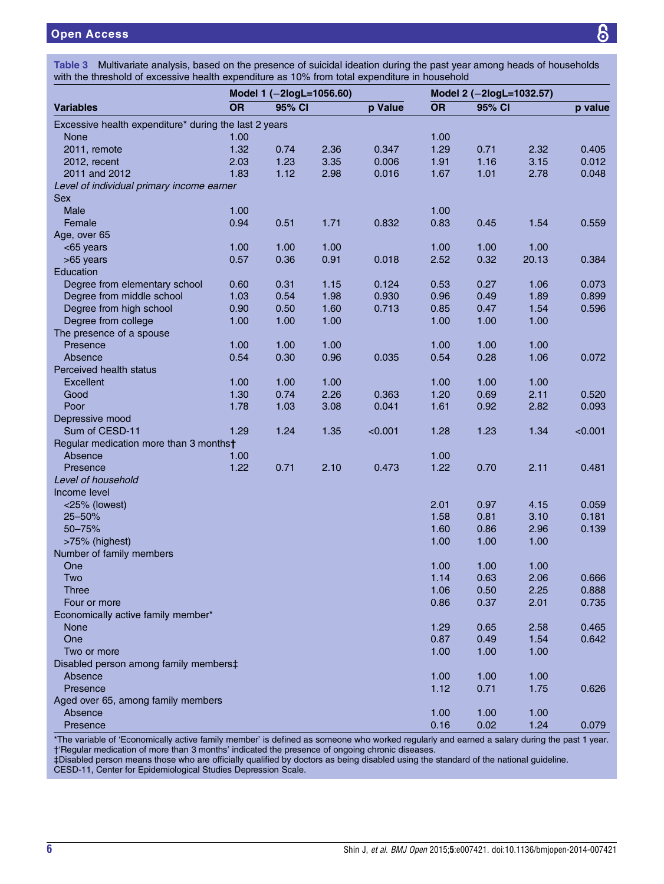**Table 3** Multivariate analysis, based on the presence of suicidal ideation during the past year among heads of households with the threshold of excessive health expenditure as 10% from total expenditure in household

| | Model 1 (−2logL=1056.60) | | | | Model 2 (−2logL=1032.57) | | | |
|---|---|---|---|---|---|---|---|---|
| **Variables** | **OR** | **95% CI** | | **p Value** | **OR** | **95% CI** | | **p value** |
| Excessive health expenditure* during the last 2 years | | | | | | | | |
| None | 1.00 | | | | 1.00 | | | |
| 2011, remote | 1.32 | 0.74 | 2.36 | 0.347 | 1.29 | 0.71 | 2.32 | 0.405 |
| 2012, recent | 2.03 | 1.23 | 3.35 | 0.006 | 1.91 | 1.16 | 3.15 | 0.012 |
| 2011 and 2012 | 1.83 | 1.12 | 2.98 | 0.016 | 1.67 | 1.01 | 2.78 | 0.048 |
| *Level of individual primary income earner* | | | | | | | | |
| Sex | | | | | | | | |
| Male | 1.00 | | | | 1.00 | | | |
| Female | 0.94 | 0.51 | 1.71 | 0.832 | 0.83 | 0.45 | 1.54 | 0.559 |
| Age, over 65 | | | | | | | | |
| <65 years | 1.00 | 1.00 | 1.00 | | 1.00 | 1.00 | 1.00 | |
| >65 years | 0.57 | 0.36 | 0.91 | 0.018 | 2.52 | 0.32 | 20.13 | 0.384 |
| Education | | | | | | | | |
| Degree from elementary school | 0.60 | 0.31 | 1.15 | 0.124 | 0.53 | 0.27 | 1.06 | 0.073 |
| Degree from middle school | 1.03 | 0.54 | 1.98 | 0.930 | 0.96 | 0.49 | 1.89 | 0.899 |
| Degree from high school | 0.90 | 0.50 | 1.60 | 0.713 | 0.85 | 0.47 | 1.54 | 0.596 |
| Degree from college | 1.00 | 1.00 | 1.00 | | 1.00 | 1.00 | 1.00 | |
| The presence of a spouse | | | | | | | | |
| Presence | 1.00 | 1.00 | 1.00 | | 1.00 | 1.00 | 1.00 | |
| Absence | 0.54 | 0.30 | 0.96 | 0.035 | 0.54 | 0.28 | 1.06 | 0.072 |
| Perceived health status | | | | | | | | |
| Excellent | 1.00 | 1.00 | 1.00 | | 1.00 | 1.00 | 1.00 | |
| Good | 1.30 | 0.74 | 2.26 | 0.363 | 1.20 | 0.69 | 2.11 | 0.520 |
| Poor | 1.78 | 1.03 | 3.08 | 0.041 | 1.61 | 0.92 | 2.82 | 0.093 |
| Depressive mood | | | | | | | | |
| Sum of CESD-11 | 1.29 | 1.24 | 1.35 | <0.001 | 1.28 | 1.23 | 1.34 | <0.001 |
| Regular medication more than 3 months† | | | | | | | | |
| Absence | 1.00 | | | | 1.00 | | | |
| Presence | 1.22 | 0.71 | 2.10 | 0.473 | 1.22 | 0.70 | 2.11 | 0.481 |
| *Level of household* | | | | | | | | |
| Income level | | | | | | | | |
| <25% (lowest) | | | | | 2.01 | 0.97 | 4.15 | 0.059 |
| 25–50% | | | | | 1.58 | 0.81 | 3.10 | 0.181 |
| 50–75% | | | | | 1.60 | 0.86 | 2.96 | 0.139 |
| >75% (highest) | | | | | 1.00 | 1.00 | 1.00 | |
| Number of family members | | | | | | | | |
| One | | | | | 1.00 | 1.00 | 1.00 | |
| Two | | | | | 1.14 | 0.63 | 2.06 | 0.666 |
| Three | | | | | 1.06 | 0.50 | 2.25 | 0.888 |
| Four or more | | | | | 0.86 | 0.37 | 2.01 | 0.735 |
| Economically active family member* | | | | | | | | |
| None | | | | | 1.29 | 0.65 | 2.58 | 0.465 |
| One | | | | | 0.87 | 0.49 | 1.54 | 0.642 |
| Two or more | | | | | 1.00 | 1.00 | 1.00 | |
| Disabled person among family members‡ | | | | | | | | |
| Absence | | | | | 1.00 | 1.00 | 1.00 | |
| Presence | | | | | 1.12 | 0.71 | 1.75 | 0.626 |
| Aged over 65, among family members | | | | | | | | |
| Absence | | | | | 1.00 | 1.00 | 1.00 | |
| Presence | | | | | 0.16 | 0.02 | 1.24 | 0.079 |

*The variable of 'Economically active family member' is defined as someone who worked regularly and earned a salary during the past 1 year.
†'Regular medication of more than 3 months' indicated the presence of ongoing chronic diseases.
‡Disabled person means those who are officially qualified by doctors as being disabled using the standard of the national guideline.
CESD-11, Center for Epidemiological Studies Depression Scale.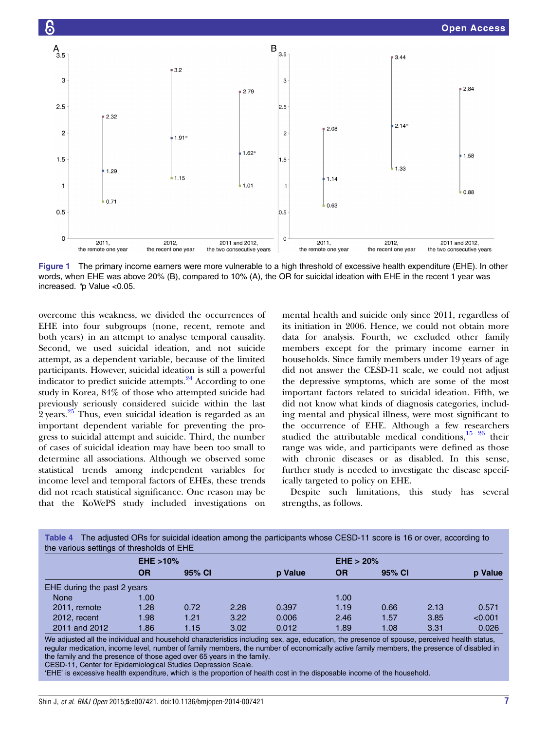Figure 1 The primary income earners were more vulnerable to a high threshold of excessive health expenditure (EHE). In other words, when EHE was above 20% (B), compared to 10% (A), the OR for suicidal ideation with EHE in the recent 1 year was increased. *p Value <0.05.

overcome this weakness, we divided the occurrences of EHE into four subgroups (none, recent, remote and both years) in an attempt to analyse temporal causality. Second, we used suicidal ideation, and not suicide attempt, as a dependent variable, because of the limited participants. However, suicidal ideation is still a powerful indicator to predict suicide attempts.[24] According to one study in Korea, 84% of those who attempted suicide had previously seriously considered suicide within the last 2 years.[25] Thus, even suicidal ideation is regarded as an important dependent variable for preventing the progress to suicidal attempt and suicide. Third, the number of cases of suicidal ideation may have been too small to determine all associations. Although we observed some statistical trends among independent variables for income level and temporal factors of EHEs, these trends did not reach statistical significance. One reason may be that the KoWePS study included investigations on mental health and suicide only since 2011, regardless of its initiation in 2006. Hence, we could not obtain more data for analysis. Fourth, we excluded other family members except for the primary income earner in households. Since family members under 19 years of age did not answer the CESD-11 scale, we could not adjust the depressive symptoms, which are some of the most important factors related to suicidal ideation. Fifth, we did not know what kinds of diagnosis categories, including mental and physical illness, were most significant to the occurrence of EHE. Although a few researchers studied the attributable medical conditions,[15 26] their range was wide, and participants were defined as those with chronic diseases or as disabled. In this sense, further study is needed to investigate the disease specifically targeted to policy on EHE.

Despite such limitations, this study has several strengths, as follows.

Table 4 The adjusted ORs for suicidal ideation among the participants whose CESD-11 score is 16 or over, according to the various settings of thresholds of EHE

| | EHE >10% | | | | EHE > 20% | | | |
|---|---|---|---|---|---|---|---|---|
| | OR | 95% CI | | p Value | OR | 95% CI | | p Value |
| EHE during the past 2 years | | | | | | | | |
| None | 1.00 | | | | 1.00 | | | |
| 2011, remote | 1.28 | 0.72 | 2.28 | 0.397 | 1.19 | 0.66 | 2.13 | 0.571 |
| 2012, recent | 1.98 | 1.21 | 3.22 | 0.006 | 2.46 | 1.57 | 3.85 | <0.001 |
| 2011 and 2012 | 1.86 | 1.15 | 3.02 | 0.012 | 1.89 | 1.08 | 3.31 | 0.026 |

We adjusted all the individual and household characteristics including sex, age, education, the presence of spouse, perceived health status, regular medication, income level, number of family members, the number of economically active family members, the presence of disabled in the family and the presence of those aged over 65 years in the family.
CESD-11, Center for Epidemiological Studies Depression Scale.
'EHE' is excessive health expenditure, which is the proportion of health cost in the disposable income of the household.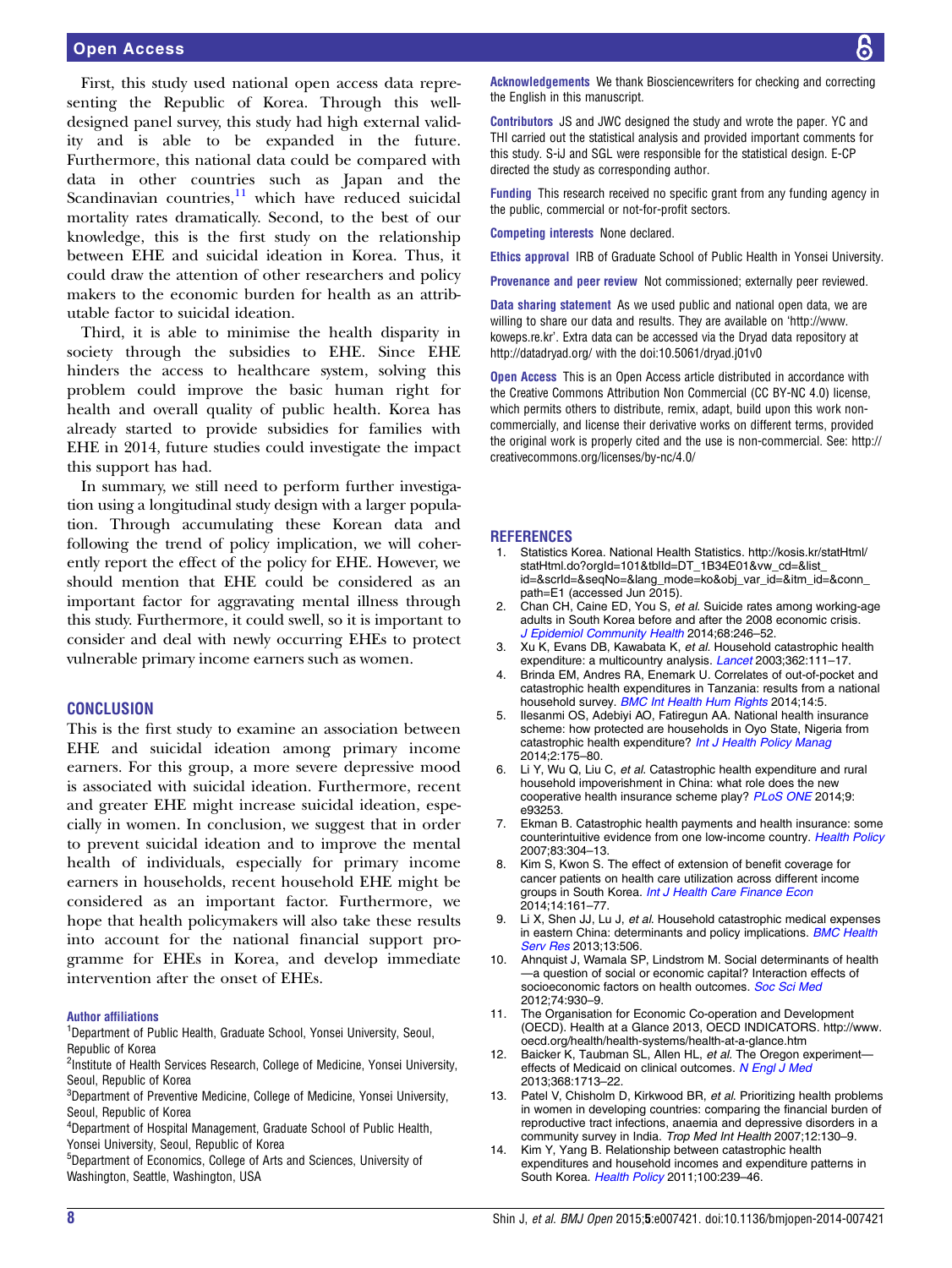First, this study used national open access data representing the Republic of Korea. Through this well-designed panel survey, this study had high external validity and is able to be expanded in the future. Furthermore, this national data could be compared with data in other countries such as Japan and the Scandinavian countries,[11] which have reduced suicidal mortality rates dramatically. Second, to the best of our knowledge, this is the first study on the relationship between EHE and suicidal ideation in Korea. Thus, it could draw the attention of other researchers and policy makers to the economic burden for health as an attributable factor to suicidal ideation.

Third, it is able to minimise the health disparity in society through the subsidies to EHE. Since EHE hinders the access to healthcare system, solving this problem could improve the basic human right for health and overall quality of public health. Korea has already started to provide subsidies for families with EHE in 2014, future studies could investigate the impact this support has had.

In summary, we still need to perform further investigation using a longitudinal study design with a larger population. Through accumulating these Korean data and following the trend of policy implication, we will coherently report the effect of the policy for EHE. However, we should mention that EHE could be considered as an important factor for aggravating mental illness through this study. Furthermore, it could swell, so it is important to consider and deal with newly occurring EHEs to protect vulnerable primary income earners such as women.

## CONCLUSION

This is the first study to examine an association between EHE and suicidal ideation among primary income earners. For this group, a more severe depressive mood is associated with suicidal ideation. Furthermore, recent and greater EHE might increase suicidal ideation, especially in women. In conclusion, we suggest that in order to prevent suicidal ideation and to improve the mental health of individuals, especially for primary income earners in households, recent household EHE might be considered as an important factor. Furthermore, we hope that health policymakers will also take these results into account for the national financial support programme for EHEs in Korea, and develop immediate intervention after the onset of EHEs.

**Author affiliations**

[1]Department of Public Health, Graduate School, Yonsei University, Seoul, Republic of Korea

[2]Institute of Health Services Research, College of Medicine, Yonsei University, Seoul, Republic of Korea

[3]Department of Preventive Medicine, College of Medicine, Yonsei University, Seoul, Republic of Korea

[4]Department of Hospital Management, Graduate School of Public Health, Yonsei University, Seoul, Republic of Korea

[5]Department of Economics, College of Arts and Sciences, University of Washington, Seattle, Washington, USA

**Acknowledgements** We thank Biosciencewriters for checking and correcting the English in this manuscript.

**Contributors** JS and JWC designed the study and wrote the paper. YC and THI carried out the statistical analysis and provided important comments for this study. S-iJ and SGL were responsible for the statistical design. E-CP directed the study as corresponding author.

**Funding** This research received no specific grant from any funding agency in the public, commercial or not-for-profit sectors.

**Competing interests** None declared.

**Ethics approval** IRB of Graduate School of Public Health in Yonsei University.

**Provenance and peer review** Not commissioned; externally peer reviewed.

**Data sharing statement** As we used public and national open data, we are willing to share our data and results. They are available on 'http://www.koweps.re.kr'. Extra data can be accessed via the Dryad data repository at http://datadryad.org/ with the doi:10.5061/dryad.j01v0

**Open Access** This is an Open Access article distributed in accordance with the Creative Commons Attribution Non Commercial (CC BY-NC 4.0) license, which permits others to distribute, remix, adapt, build upon this work non-commercially, and license their derivative works on different terms, provided the original work is properly cited and the use is non-commercial. See: http://creativecommons.org/licenses/by-nc/4.0/

## REFERENCES

1. Statistics Korea. National Health Statistics. http://kosis.kr/statHtml/statHtml.do?orgId=101&tblId=DT_1B34E01&vw_cd=&list_id=&scrId=&seqNo=&lang_mode=ko&obj_var_id=&itm_id=&conn_path=E1 (accessed Jun 2015).
2. Chan CH, Caine ED, You S, *et al*. Suicide rates among working-age adults in South Korea before and after the 2008 economic crisis. *J Epidemiol Community Health* 2014;68:246–52.
3. Xu K, Evans DB, Kawabata K, *et al*. Household catastrophic health expenditure: a multicountry analysis. *Lancet* 2003;362:111–17.
4. Brinda EM, Andres RA, Enemark U. Correlates of out-of-pocket and catastrophic health expenditures in Tanzania: results from a national household survey. *BMC Int Health Hum Rights* 2014;14:5.
5. Ilesanmi OS, Adebiyi AO, Fatiregun AA. National health insurance scheme: how protected are households in Oyo State, Nigeria from catastrophic health expenditure? *Int J Health Policy Manag* 2014;2:175–80.
6. Li Y, Wu Q, Liu C, *et al*. Catastrophic health expenditure and rural household impoverishment in China: what role does the new cooperative health insurance scheme play? *PLoS ONE* 2014;9:e93253.
7. Ekman B. Catastrophic health payments and health insurance: some counterintuitive evidence from one low-income country. *Health Policy* 2007;83:304–13.
8. Kim S, Kwon S. The effect of extension of benefit coverage for cancer patients on health care utilization across different income groups in South Korea. *Int J Health Care Finance Econ* 2014;14:161–77.
9. Li X, Shen JJ, Lu J, *et al*. Household catastrophic medical expenses in eastern China: determinants and policy implications. *BMC Health Serv Res* 2013;13:506.
10. Ahnquist J, Wamala SP, Lindstrom M. Social determinants of health —a question of social or economic capital? Interaction effects of socioeconomic factors on health outcomes. *Soc Sci Med* 2012;74:930–9.
11. The Organisation for Economic Co-operation and Development (OECD). Health at a Glance 2013, OECD INDICATORS. http://www.oecd.org/health/health-systems/health-at-a-glance.htm
12. Baicker K, Taubman SL, Allen HL, *et al*. The Oregon experiment—effects of Medicaid on clinical outcomes. *N Engl J Med* 2013;368:1713–22.
13. Patel V, Chisholm D, Kirkwood BR, *et al*. Prioritizing health problems in women in developing countries: comparing the financial burden of reproductive tract infections, anaemia and depressive disorders in a community survey in India. *Trop Med Int Health* 2007;12:130–9.
14. Kim Y, Yang B. Relationship between catastrophic health expenditures and household incomes and expenditure patterns in South Korea. *Health Policy* 2011;100:239–46.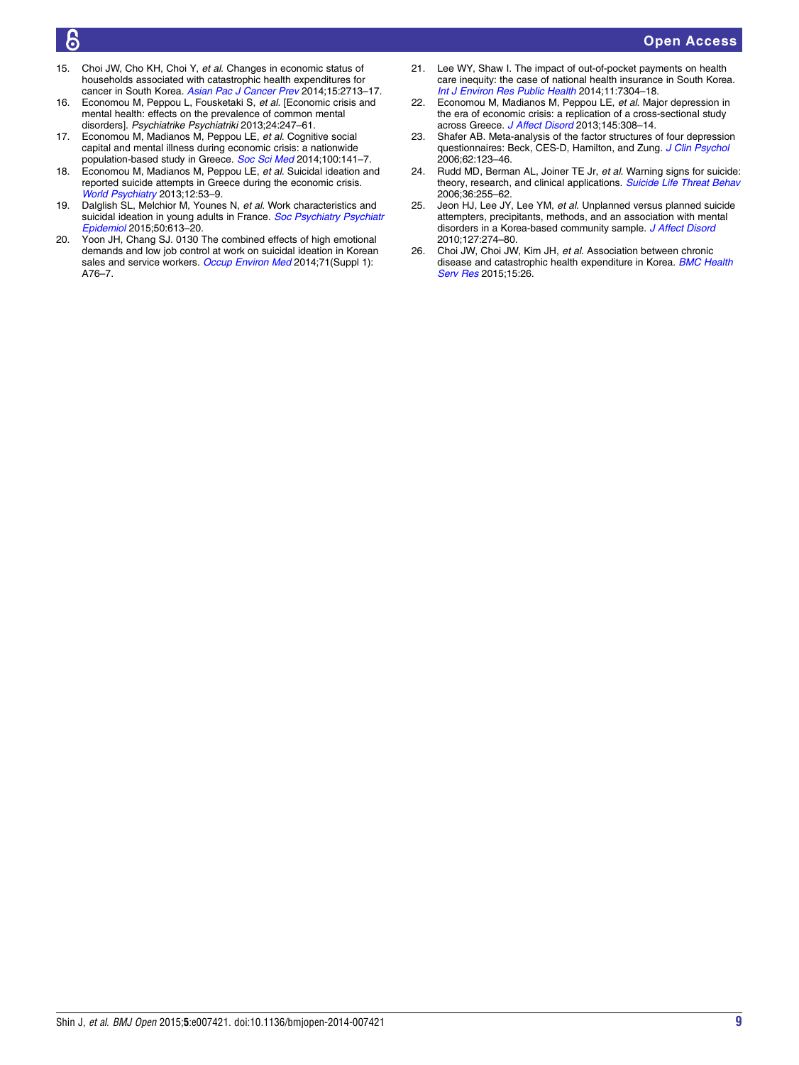15. Choi JW, Cho KH, Choi Y, *et al*. Changes in economic status of households associated with catastrophic health expenditures for cancer in South Korea. *Asian Pac J Cancer Prev* 2014;15:2713–17.
16. Economou M, Peppou L, Fousketaki S, *et al*. [Economic crisis and mental health: effects on the prevalence of common mental disorders]. *Psychiatrike Psychiatriki* 2013;24:247–61.
17. Economou M, Madianos M, Peppou LE, *et al*. Cognitive social capital and mental illness during economic crisis: a nationwide population-based study in Greece. *Soc Sci Med* 2014;100:141–7.
18. Economou M, Madianos M, Peppou LE, *et al*. Suicidal ideation and reported suicide attempts in Greece during the economic crisis. *World Psychiatry* 2013;12:53–9.
19. Dalglish SL, Melchior M, Younes N, *et al*. Work characteristics and suicidal ideation in young adults in France. *Soc Psychiatry Psychiatr Epidemiol* 2015;50:613–20.
20. Yoon JH, Chang SJ. 0130 The combined effects of high emotional demands and low job control at work on suicidal ideation in Korean sales and service workers. *Occup Environ Med* 2014;71(Suppl 1):A76–7.
21. Lee WY, Shaw I. The impact of out-of-pocket payments on health care inequity: the case of national health insurance in South Korea. *Int J Environ Res Public Health* 2014;11:7304–18.
22. Economou M, Madianos M, Peppou LE, *et al*. Major depression in the era of economic crisis: a replication of a cross-sectional study across Greece. *J Affect Disord* 2013;145:308–14.
23. Shafer AB. Meta-analysis of the factor structures of four depression questionnaires: Beck, CES-D, Hamilton, and Zung. *J Clin Psychol* 2006;62:123–46.
24. Rudd MD, Berman AL, Joiner TE Jr, *et al*. Warning signs for suicide: theory, research, and clinical applications. *Suicide Life Threat Behav* 2006;36:255–62.
25. Jeon HJ, Lee JY, Lee YM, *et al*. Unplanned versus planned suicide attempters, precipitants, methods, and an association with mental disorders in a Korea-based community sample. *J Affect Disord* 2010;127:274–80.
26. Choi JW, Choi JW, Kim JH, *et al*. Association between chronic disease and catastrophic health expenditure in Korea. *BMC Health Serv Res* 2015;15:26.